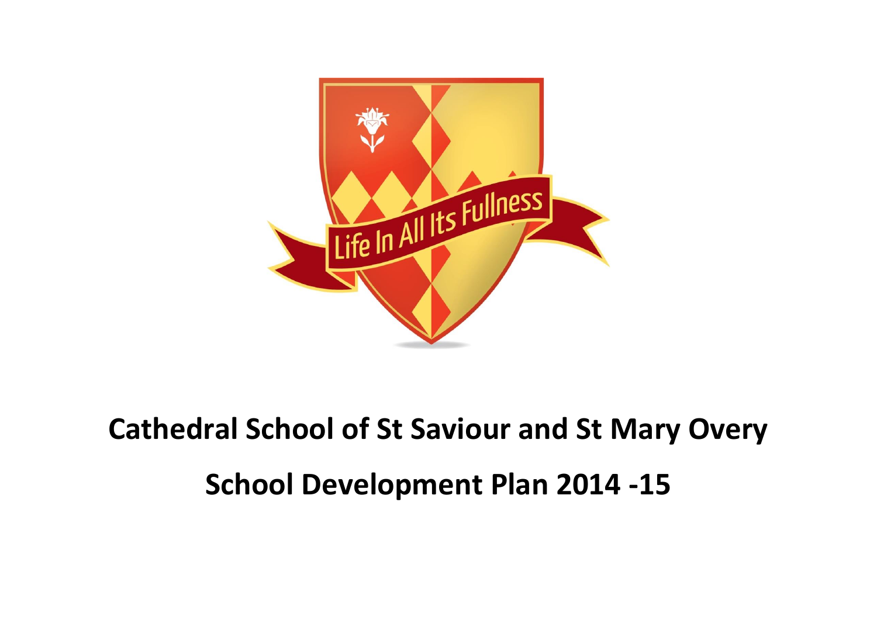# Cathedral School of St Saviour and St Mary Overy

## School Development Plan 2014 -15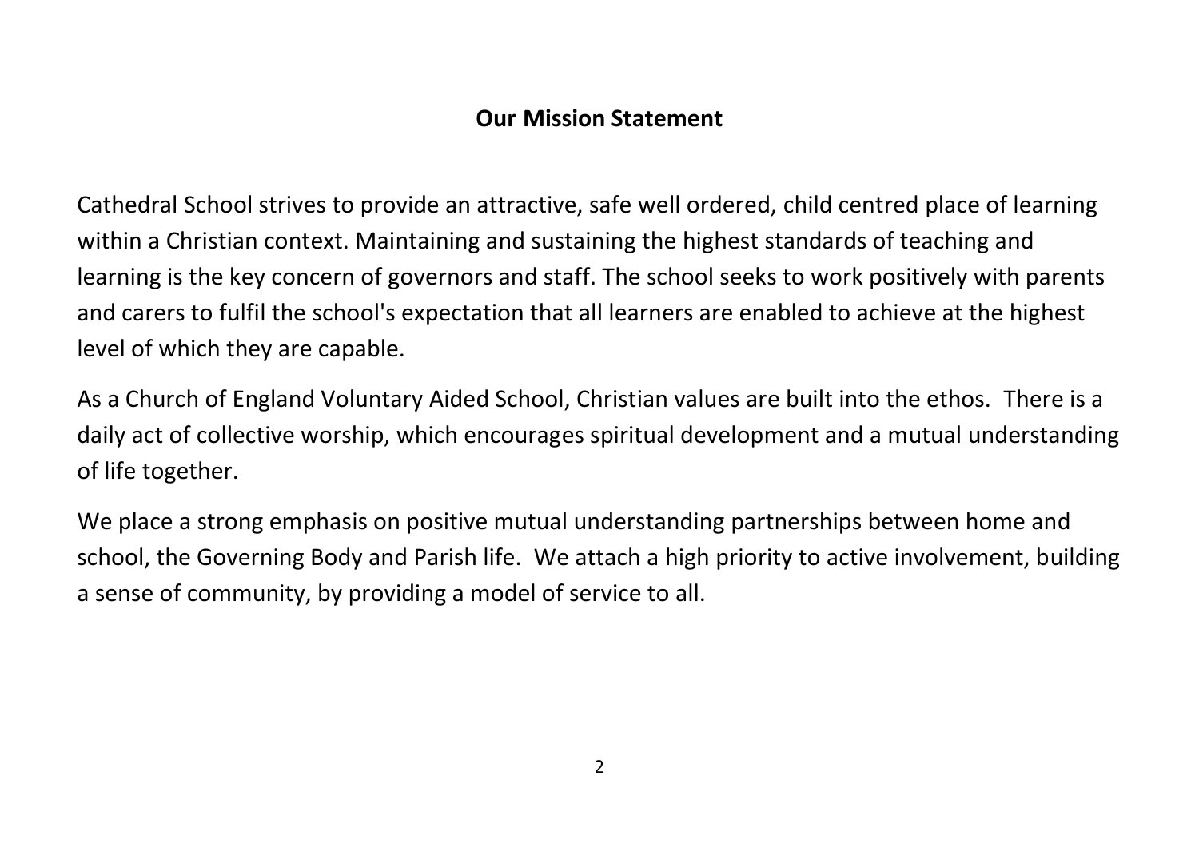## Our Mission Statement

Cathedral School strives to provide an attractive, safe well ordered, child centred place of learning within a Christian context. Maintaining and sustaining the highest standards of teaching and learning is the key concern of governors and staff. The school seeks to work positively with parents and carers to fulfil the school's expectation that all learners are enabled to achieve at the highest level of which they are capable.

As a Church of England Voluntary Aided School, Christian values are built into the ethos. There is a daily act of collective worship, which encourages spiritual development and a mutual understanding of life together.

We place a strong emphasis on positive mutual understanding partnerships between home and school, the Governing Body and Parish life. We attach a high priority to active involvement, building a sense of community, by providing a model of service to all.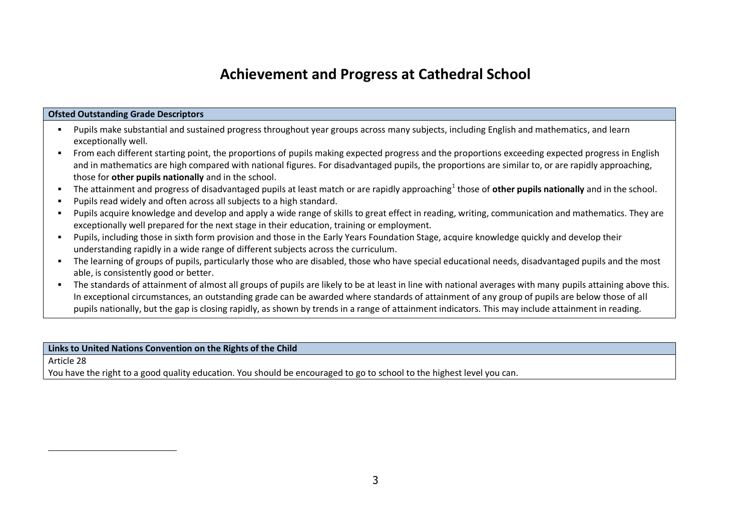# Achievement and Progress at Cathedral School

| Ofsted Outstanding Grade Descriptors |
| --- |
| ▪ Pupils make substantial and sustained progress throughout year groups across many subjects, including English and mathematics, and learn exceptionally well.<br>▪ From each different starting point, the proportions of pupils making expected progress and the proportions exceeding expected progress in English and in mathematics are high compared with national figures. For disadvantaged pupils, the proportions are similar to, or are rapidly approaching, those for **other pupils nationally** and in the school.<br>▪ The attainment and progress of disadvantaged pupils at least match or are rapidly approaching[1] those of **other pupils nationally** and in the school.<br>▪ Pupils read widely and often across all subjects to a high standard.<br>▪ Pupils acquire knowledge and develop and apply a wide range of skills to great effect in reading, writing, communication and mathematics. They are exceptionally well prepared for the next stage in their education, training or employment.<br>▪ Pupils, including those in sixth form provision and those in the Early Years Foundation Stage, acquire knowledge quickly and develop their understanding rapidly in a wide range of different subjects across the curriculum.<br>▪ The learning of groups of pupils, particularly those who are disabled, those who have special educational needs, disadvantaged pupils and the most able, is consistently good or better.<br>▪ The standards of attainment of almost all groups of pupils are likely to be at least in line with national averages with many pupils attaining above this. In exceptional circumstances, an outstanding grade can be awarded where standards of attainment of any group of pupils are below those of all pupils nationally, but the gap is closing rapidly, as shown by trends in a range of attainment indicators. This may include attainment in reading. |

| Links to United Nations Convention on the Rights of the Child |
| --- |
| Article 28 |
| You have the right to a good quality education. You should be encouraged to go to school to the highest level you can. |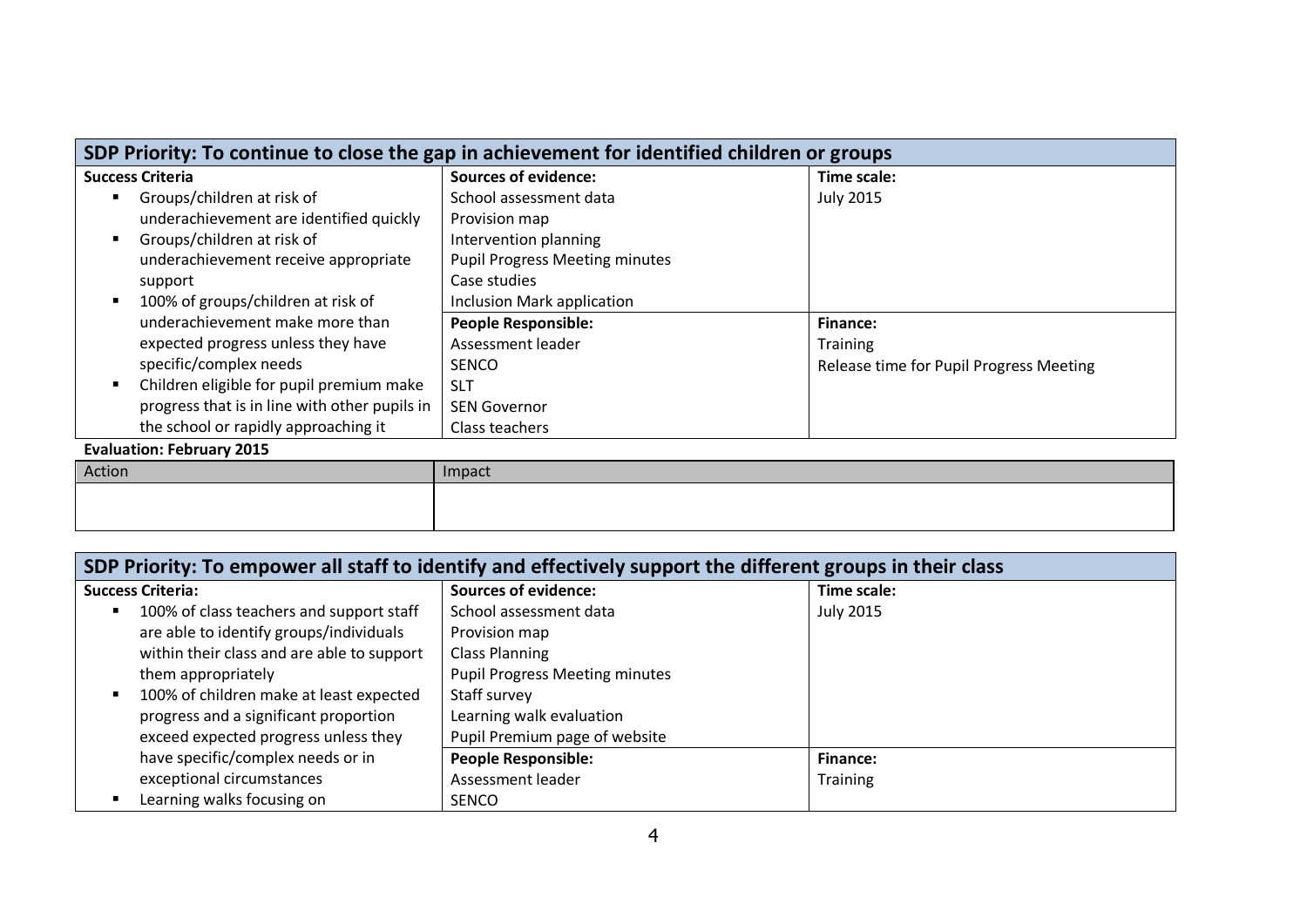| SDP Priority: To continue to close the gap in achievement for identified children or groups | | |
|---|---|---|
| **Success Criteria** | **Sources of evidence:** | **Time scale:** |
| ▪ Groups/children at risk of underachievement are identified quickly<br>▪ Groups/children at risk of underachievement receive appropriate support<br>▪ 100% of groups/children at risk of underachievement make more than expected progress unless they have specific/complex needs<br>▪ Children eligible for pupil premium make progress that is in line with other pupils in the school or rapidly approaching it | School assessment data<br>Provision map<br>Intervention planning<br>Pupil Progress Meeting minutes<br>Case studies<br>Inclusion Mark application | July 2015 |
| | **People Responsible:**<br>Assessment leader<br>SENCO<br>SLT<br>SEN Governor<br>Class teachers | **Finance:**<br>Training<br>Release time for Pupil Progress Meeting |

**Evaluation: February 2015**

| Action | Impact |
|---|---|
| | |

| SDP Priority: To empower all staff to identify and effectively support the different groups in their class | | |
|---|---|---|
| **Success Criteria:** | **Sources of evidence:** | **Time scale:** |
| ▪ 100% of class teachers and support staff are able to identify groups/individuals within their class and are able to support them appropriately<br>▪ 100% of children make at least expected progress and a significant proportion exceed expected progress unless they have specific/complex needs or in exceptional circumstances<br>▪ Learning walks focusing on | School assessment data<br>Provision map<br>Class Planning<br>Pupil Progress Meeting minutes<br>Staff survey<br>Learning walk evaluation<br>Pupil Premium page of website | July 2015 |
| | **People Responsible:**<br>Assessment leader<br>SENCO | **Finance:**<br>Training |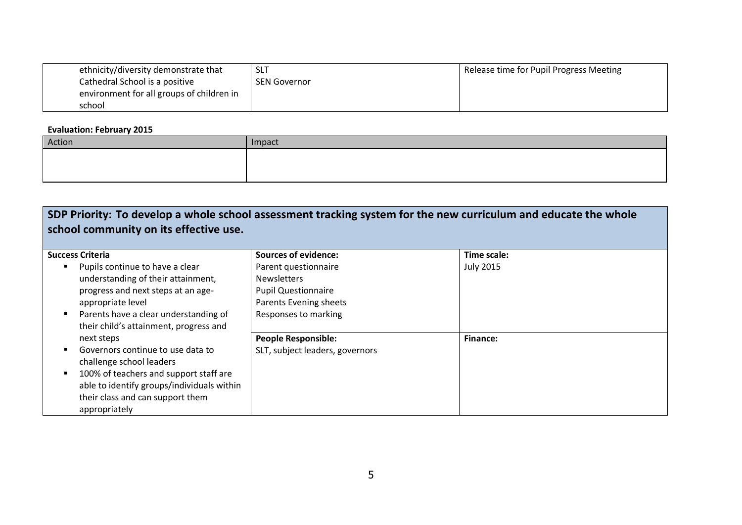| | | |
|---|---|---|
| ethnicity/diversity demonstrate that Cathedral School is a positive environment for all groups of children in school | SLT<br>SEN Governor | Release time for Pupil Progress Meeting |

**Evaluation: February 2015**

| Action | Impact |
|---|---|
| | |

## SDP Priority: To develop a whole school assessment tracking system for the new curriculum and educate the whole school community on its effective use.

| Success Criteria | Sources of evidence: | Time scale: |
|---|---|---|
| ▪ Pupils continue to have a clear understanding of their attainment, progress and next steps at an age-appropriate level<br>▪ Parents have a clear understanding of their child's attainment, progress and next steps<br>▪ Governors continue to use data to challenge school leaders<br>▪ 100% of teachers and support staff are able to identify groups/individuals within their class and can support them appropriately | Parent questionnaire<br>Newsletters<br>Pupil Questionnaire<br>Parents Evening sheets<br>Responses to marking | July 2015 |
| | **People Responsible:**<br>SLT, subject leaders, governors | **Finance:** |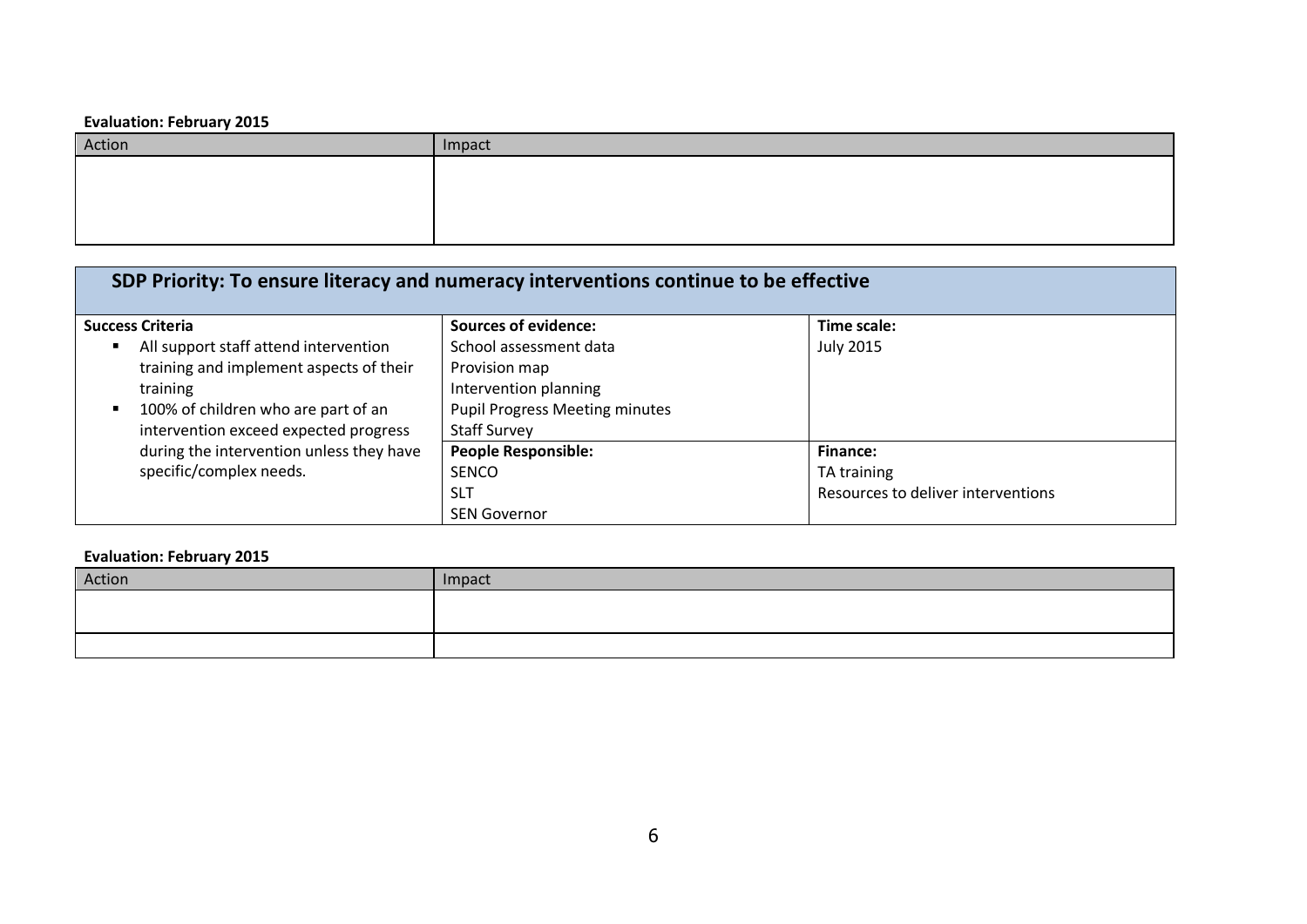**Evaluation: February 2015**

| Action | Impact |
|---|---|
| | |

## SDP Priority: To ensure literacy and numeracy interventions continue to be effective

| Success Criteria | Sources of evidence: | Time scale: |
|---|---|---|
| ▪ All support staff attend intervention training and implement aspects of their training<br>▪ 100% of children who are part of an intervention exceed expected progress during the intervention unless they have specific/complex needs. | School assessment data<br>Provision map<br>Intervention planning<br>Pupil Progress Meeting minutes<br>Staff Survey | July 2015 |
| | **People Responsible:**<br>SENCO<br>SLT<br>SEN Governor | **Finance:**<br>TA training<br>Resources to deliver interventions |

**Evaluation: February 2015**

| Action | Impact |
|---|---|
| | |
| | |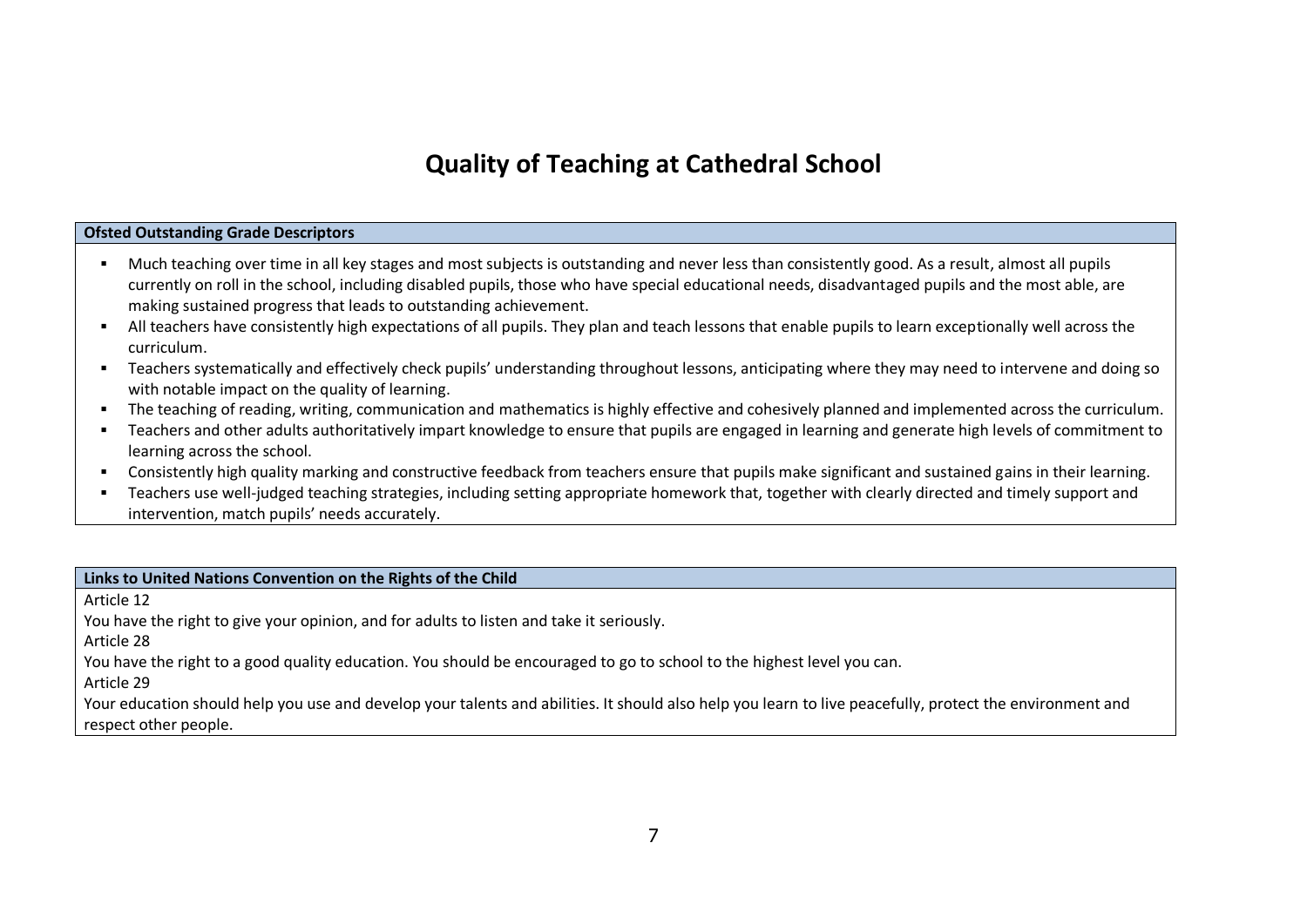# Quality of Teaching at Cathedral School

| Ofsted Outstanding Grade Descriptors |
| --- |
| <ul><li>Much teaching over time in all key stages and most subjects is outstanding and never less than consistently good. As a result, almost all pupils currently on roll in the school, including disabled pupils, those who have special educational needs, disadvantaged pupils and the most able, are making sustained progress that leads to outstanding achievement.</li><li>All teachers have consistently high expectations of all pupils. They plan and teach lessons that enable pupils to learn exceptionally well across the curriculum.</li><li>Teachers systematically and effectively check pupils' understanding throughout lessons, anticipating where they may need to intervene and doing so with notable impact on the quality of learning.</li><li>The teaching of reading, writing, communication and mathematics is highly effective and cohesively planned and implemented across the curriculum.</li><li>Teachers and other adults authoritatively impart knowledge to ensure that pupils are engaged in learning and generate high levels of commitment to learning across the school.</li><li>Consistently high quality marking and constructive feedback from teachers ensure that pupils make significant and sustained gains in their learning.</li><li>Teachers use well-judged teaching strategies, including setting appropriate homework that, together with clearly directed and timely support and intervention, match pupils' needs accurately.</li></ul> |

| Links to United Nations Convention on the Rights of the Child |
| --- |
| Article 12<br>You have the right to give your opinion, and for adults to listen and take it seriously.<br>Article 28<br>You have the right to a good quality education. You should be encouraged to go to school to the highest level you can.<br>Article 29<br>Your education should help you use and develop your talents and abilities. It should also help you learn to live peacefully, protect the environment and respect other people. |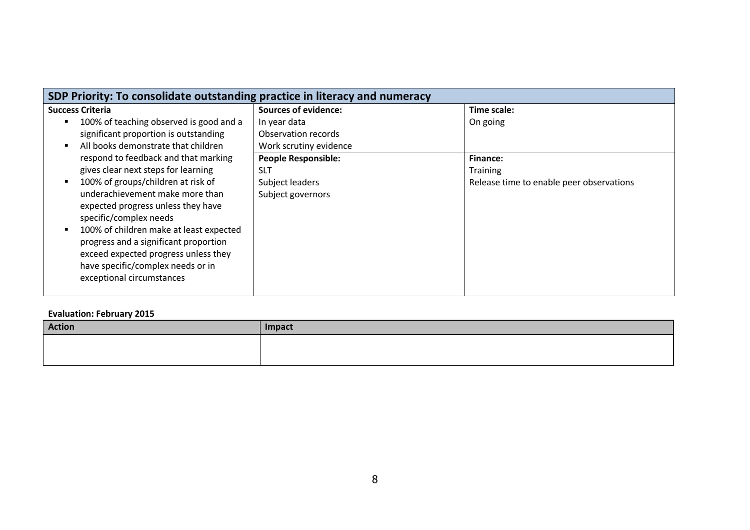| SDP Priority: To consolidate outstanding practice in literacy and numeracy | | |
|---|---|---|
| **Success Criteria**<br>▪ 100% of teaching observed is good and a significant proportion is outstanding<br>▪ All books demonstrate that children respond to feedback and that marking gives clear next steps for learning<br>▪ 100% of groups/children at risk of underachievement make more than expected progress unless they have specific/complex needs<br>▪ 100% of children make at least expected progress and a significant proportion exceed expected progress unless they have specific/complex needs or in exceptional circumstances | **Sources of evidence:**<br>In year data<br>Observation records<br>Work scrutiny evidence<br>**People Responsible:**<br>SLT<br>Subject leaders<br>Subject governors | **Time scale:**<br>On going<br>**Finance:**<br>Training<br>Release time to enable peer observations |

**Evaluation: February 2015**

| Action | Impact |
|---|---|
| | |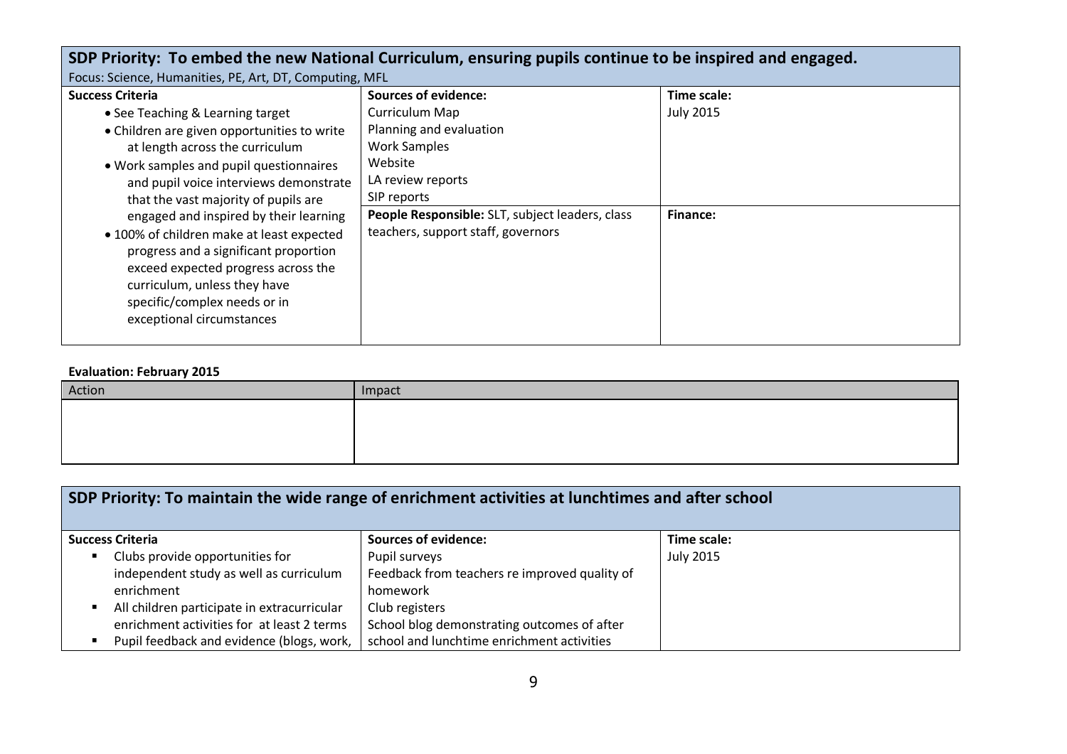## SDP Priority: To embed the new National Curriculum, ensuring pupils continue to be inspired and engaged.

Focus: Science, Humanities, PE, Art, DT, Computing, MFL

| Success Criteria | Sources of evidence: | Time scale: |
|---|---|---|
| • See Teaching & Learning target<br>• Children are given opportunities to write at length across the curriculum<br>• Work samples and pupil questionnaires and pupil voice interviews demonstrate that the vast majority of pupils are engaged and inspired by their learning<br>• 100% of children make at least expected progress and a significant proportion exceed expected progress across the curriculum, unless they have specific/complex needs or in exceptional circumstances | Curriculum Map<br>Planning and evaluation<br>Work Samples<br>Website<br>LA review reports<br>SIP reports | July 2015 |
| | **People Responsible:** SLT, subject leaders, class teachers, support staff, governors | **Finance:** |

**Evaluation: February 2015**

| Action | Impact |
|---|---|
| | |

## SDP Priority: To maintain the wide range of enrichment activities at lunchtimes and after school

| Success Criteria | Sources of evidence: | Time scale: |
|---|---|---|
| ▪ Clubs provide opportunities for independent study as well as curriculum enrichment<br>▪ All children participate in extracurricular enrichment activities for at least 2 terms<br>▪ Pupil feedback and evidence (blogs, work, | Pupil surveys<br>Feedback from teachers re improved quality of homework<br>Club registers<br>School blog demonstrating outcomes of after school and lunchtime enrichment activities | July 2015 |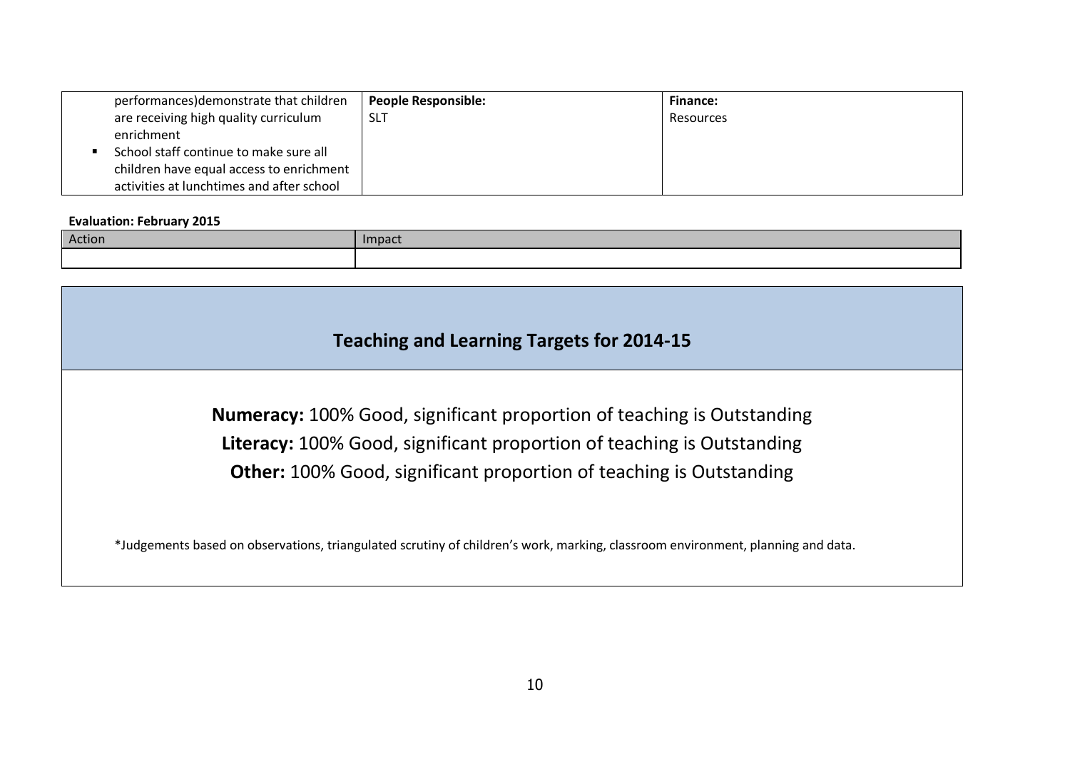| | | |
|---|---|---|
| performances)demonstrate that children are receiving high quality curriculum enrichment<br>▪ School staff continue to make sure all children have equal access to enrichment activities at lunchtimes and after school | **People Responsible:**<br>SLT | **Finance:**<br>Resources |

**Evaluation: February 2015**

| Action | Impact |
|---|---|
| | |

## Teaching and Learning Targets for 2014-15

**Numeracy:** 100% Good, significant proportion of teaching is Outstanding

**Literacy:** 100% Good, significant proportion of teaching is Outstanding

**Other:** 100% Good, significant proportion of teaching is Outstanding

*Judgements based on observations, triangulated scrutiny of children's work, marking, classroom environment, planning and data.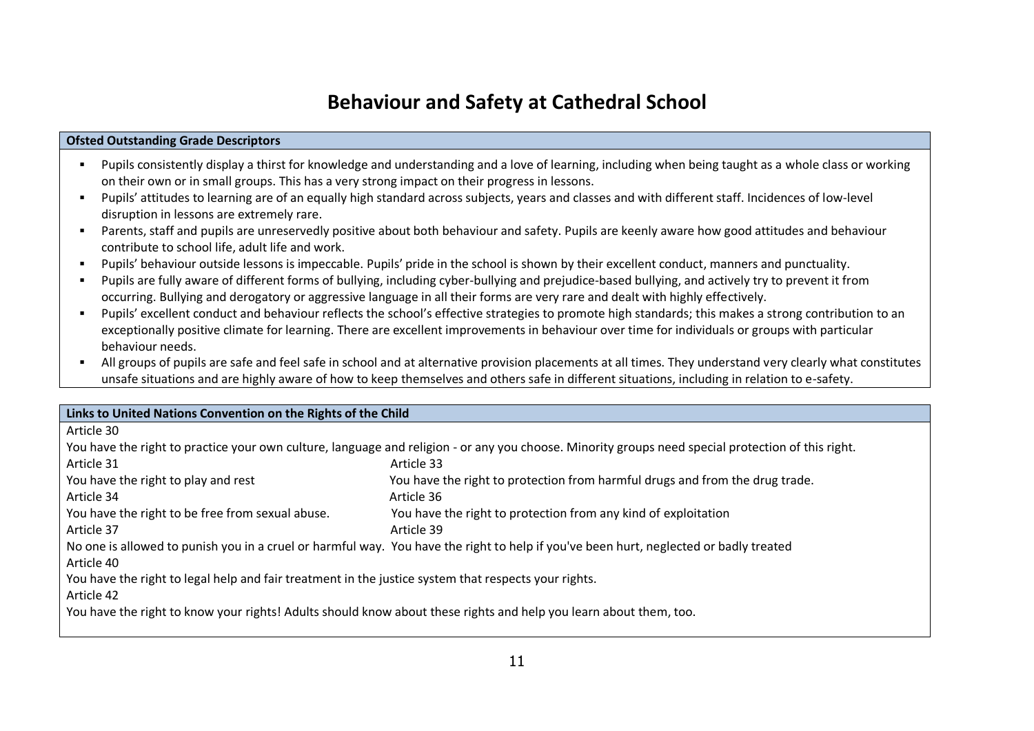# Behaviour and Safety at Cathedral School

| Ofsted Outstanding Grade Descriptors |
| --- |
| ▪ Pupils consistently display a thirst for knowledge and understanding and a love of learning, including when being taught as a whole class or working on their own or in small groups. This has a very strong impact on their progress in lessons.<br>▪ Pupils' attitudes to learning are of an equally high standard across subjects, years and classes and with different staff. Incidences of low-level disruption in lessons are extremely rare.<br>▪ Parents, staff and pupils are unreservedly positive about both behaviour and safety. Pupils are keenly aware how good attitudes and behaviour contribute to school life, adult life and work.<br>▪ Pupils' behaviour outside lessons is impeccable. Pupils' pride in the school is shown by their excellent conduct, manners and punctuality.<br>▪ Pupils are fully aware of different forms of bullying, including cyber-bullying and prejudice-based bullying, and actively try to prevent it from occurring. Bullying and derogatory or aggressive language in all their forms are very rare and dealt with highly effectively.<br>▪ Pupils' excellent conduct and behaviour reflects the school's effective strategies to promote high standards; this makes a strong contribution to an exceptionally positive climate for learning. There are excellent improvements in behaviour over time for individuals or groups with particular behaviour needs.<br>▪ All groups of pupils are safe and feel safe in school and at alternative provision placements at all times. They understand very clearly what constitutes unsafe situations and are highly aware of how to keep themselves and others safe in different situations, including in relation to e-safety. |

| Links to United Nations Convention on the Rights of the Child | |
| --- | --- |
| Article 30<br>You have the right to practice your own culture, language and religion - or any you choose. Minority groups need special protection of this right. | |
| Article 31<br>You have the right to play and rest | Article 33<br>You have the right to protection from harmful drugs and from the drug trade. |
| Article 34<br>You have the right to be free from sexual abuse. | Article 36<br>You have the right to protection from any kind of exploitation |
| Article 37<br>No one is allowed to punish you in a cruel or harmful way. | Article 39<br>You have the right to help if you've been hurt, neglected or badly treated |
| Article 40<br>You have the right to legal help and fair treatment in the justice system that respects your rights. | |
| Article 42<br>You have the right to know your rights! Adults should know about these rights and help you learn about them, too. | |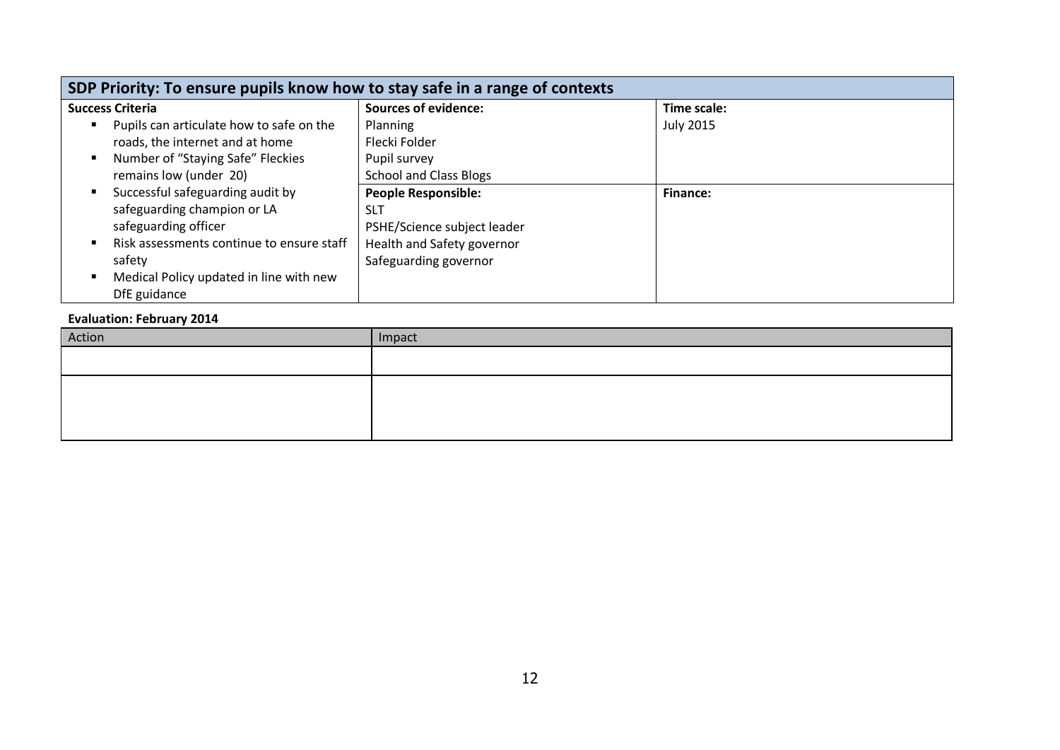| SDP Priority: To ensure pupils know how to stay safe in a range of contexts | | |
|---|---|---|
| **Success Criteria**<br>▪ Pupils can articulate how to safe on the roads, the internet and at home<br>▪ Number of "Staying Safe" Fleckies remains low (under 20)<br>▪ Successful safeguarding audit by safeguarding champion or LA safeguarding officer<br>▪ Risk assessments continue to ensure staff safety<br>▪ Medical Policy updated in line with new DfE guidance | **Sources of evidence:**<br>Planning<br>Flecki Folder<br>Pupil survey<br>School and Class Blogs | **Time scale:**<br>July 2015 |
| | **People Responsible:**<br>SLT<br>PSHE/Science subject leader<br>Health and Safety governor<br>Safeguarding governor | **Finance:** |

**Evaluation: February 2014**

| Action | Impact |
|---|---|
| | |
| | |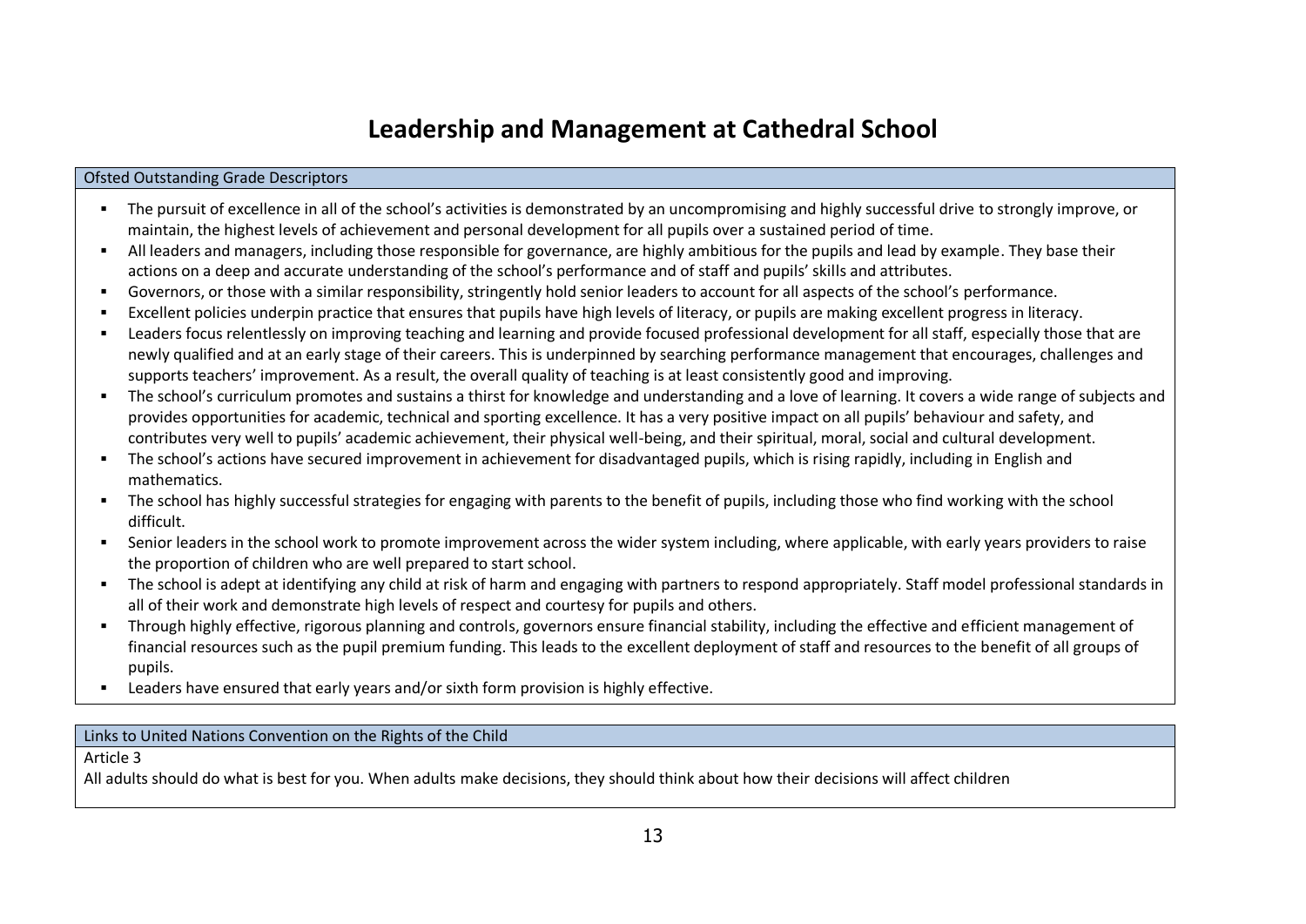# Leadership and Management at Cathedral School

## Ofsted Outstanding Grade Descriptors

- The pursuit of excellence in all of the school's activities is demonstrated by an uncompromising and highly successful drive to strongly improve, or maintain, the highest levels of achievement and personal development for all pupils over a sustained period of time.
- All leaders and managers, including those responsible for governance, are highly ambitious for the pupils and lead by example. They base their actions on a deep and accurate understanding of the school's performance and of staff and pupils' skills and attributes.
- Governors, or those with a similar responsibility, stringently hold senior leaders to account for all aspects of the school's performance.
- Excellent policies underpin practice that ensures that pupils have high levels of literacy, or pupils are making excellent progress in literacy.
- Leaders focus relentlessly on improving teaching and learning and provide focused professional development for all staff, especially those that are newly qualified and at an early stage of their careers. This is underpinned by searching performance management that encourages, challenges and supports teachers' improvement. As a result, the overall quality of teaching is at least consistently good and improving.
- The school's curriculum promotes and sustains a thirst for knowledge and understanding and a love of learning. It covers a wide range of subjects and provides opportunities for academic, technical and sporting excellence. It has a very positive impact on all pupils' behaviour and safety, and contributes very well to pupils' academic achievement, their physical well-being, and their spiritual, moral, social and cultural development.
- The school's actions have secured improvement in achievement for disadvantaged pupils, which is rising rapidly, including in English and mathematics.
- The school has highly successful strategies for engaging with parents to the benefit of pupils, including those who find working with the school difficult.
- Senior leaders in the school work to promote improvement across the wider system including, where applicable, with early years providers to raise the proportion of children who are well prepared to start school.
- The school is adept at identifying any child at risk of harm and engaging with partners to respond appropriately. Staff model professional standards in all of their work and demonstrate high levels of respect and courtesy for pupils and others.
- Through highly effective, rigorous planning and controls, governors ensure financial stability, including the effective and efficient management of financial resources such as the pupil premium funding. This leads to the excellent deployment of staff and resources to the benefit of all groups of pupils.
- Leaders have ensured that early years and/or sixth form provision is highly effective.

## Links to United Nations Convention on the Rights of the Child

Article 3

All adults should do what is best for you. When adults make decisions, they should think about how their decisions will affect children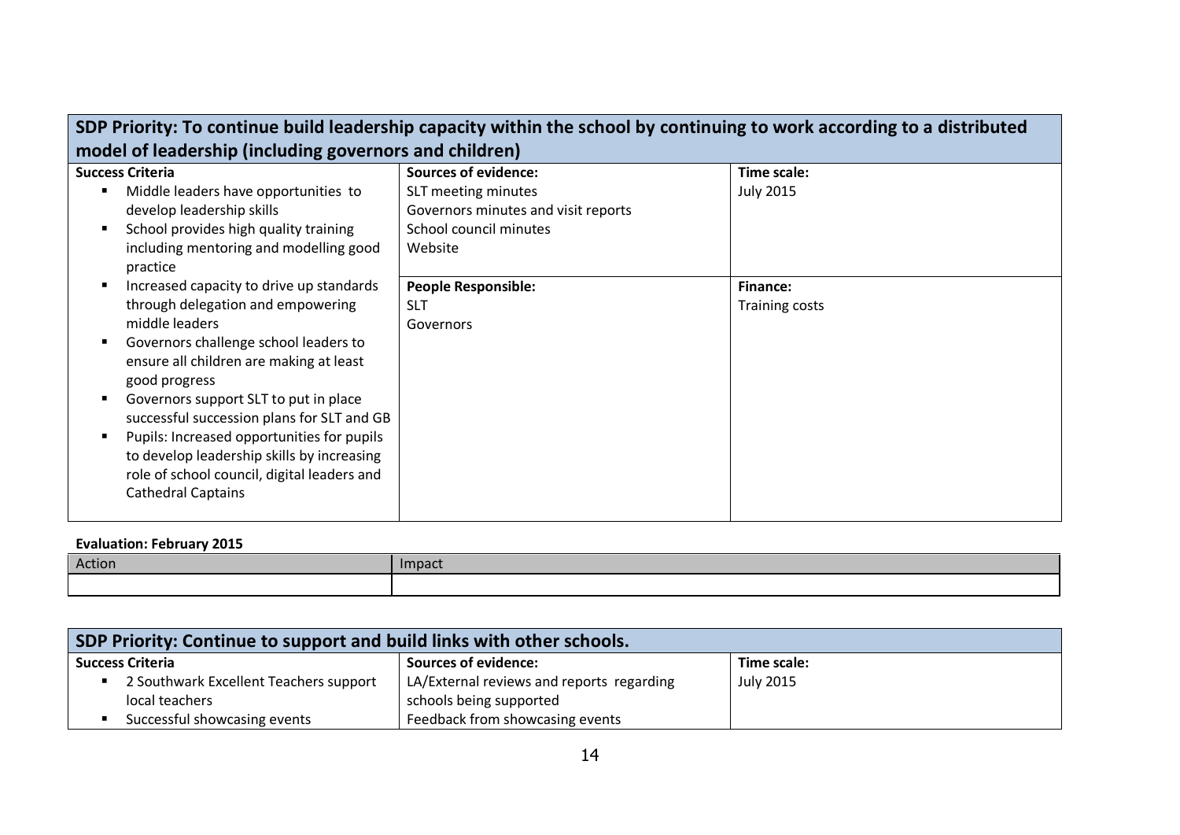| SDP Priority: To continue build leadership capacity within the school by continuing to work according to a distributed model of leadership (including governors and children) | | |
|---|---|---|
| **Success Criteria**<br>▪ Middle leaders have opportunities to develop leadership skills<br>▪ School provides high quality training including mentoring and modelling good practice<br>▪ Increased capacity to drive up standards through delegation and empowering middle leaders<br>▪ Governors challenge school leaders to ensure all children are making at least good progress<br>▪ Governors support SLT to put in place successful succession plans for SLT and GB<br>▪ Pupils: Increased opportunities for pupils to develop leadership skills by increasing role of school council, digital leaders and Cathedral Captains | **Sources of evidence:**<br>SLT meeting minutes<br>Governors minutes and visit reports<br>School council minutes<br>Website | **Time scale:**<br>July 2015 |
| | **People Responsible:**<br>SLT<br>Governors | **Finance:**<br>Training costs |

**Evaluation: February 2015**

| Action | Impact |
|---|---|
| | |

| SDP Priority: Continue to support and build links with other schools. | | |
|---|---|---|
| **Success Criteria**<br>▪ 2 Southwark Excellent Teachers support local teachers<br>▪ Successful showcasing events | **Sources of evidence:**<br>LA/External reviews and reports regarding schools being supported<br>Feedback from showcasing events | **Time scale:**<br>July 2015 |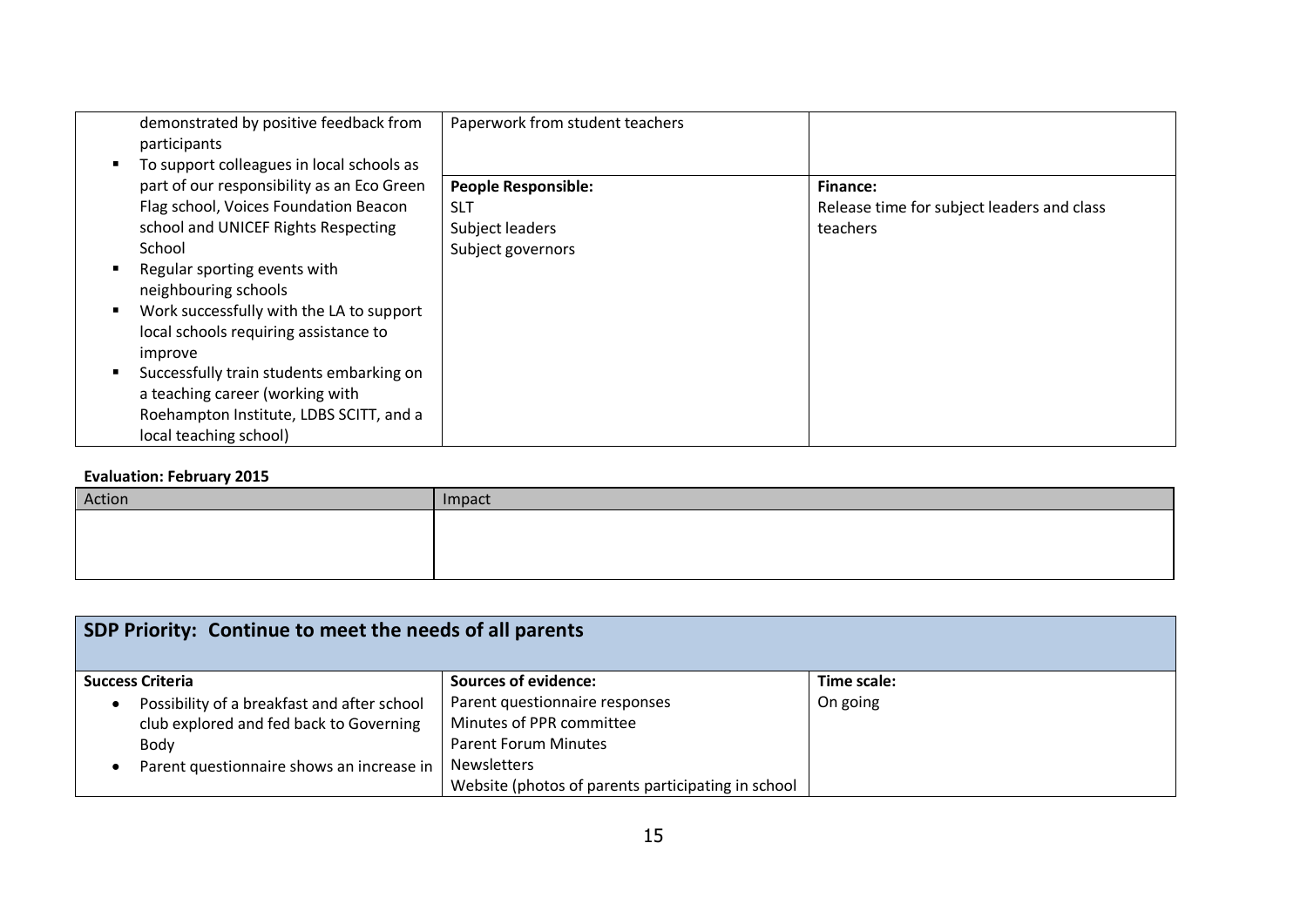| | | |
|---|---|---|
| demonstrated by positive feedback from participants<br>▪ To support colleagues in local schools as part of our responsibility as an Eco Green Flag school, Voices Foundation Beacon school and UNICEF Rights Respecting School<br>▪ Regular sporting events with neighbouring schools<br>▪ Work successfully with the LA to support local schools requiring assistance to improve<br>▪ Successfully train students embarking on a teaching career (working with Roehampton Institute, LDBS SCITT, and a local teaching school) | Paperwork from student teachers<br><br>**People Responsible:**<br>SLT<br>Subject leaders<br>Subject governors | <br><br>**Finance:**<br>Release time for subject leaders and class teachers |

**Evaluation: February 2015**

| Action | Impact |
|---|---|
| | |

## SDP Priority: Continue to meet the needs of all parents

| **Success Criteria** | **Sources of evidence:** | **Time scale:** |
|---|---|---|
| • Possibility of a breakfast and after school club explored and fed back to Governing Body<br>• Parent questionnaire shows an increase in | Parent questionnaire responses<br>Minutes of PPR committee<br>Parent Forum Minutes<br>Newsletters<br>Website (photos of parents participating in school | On going |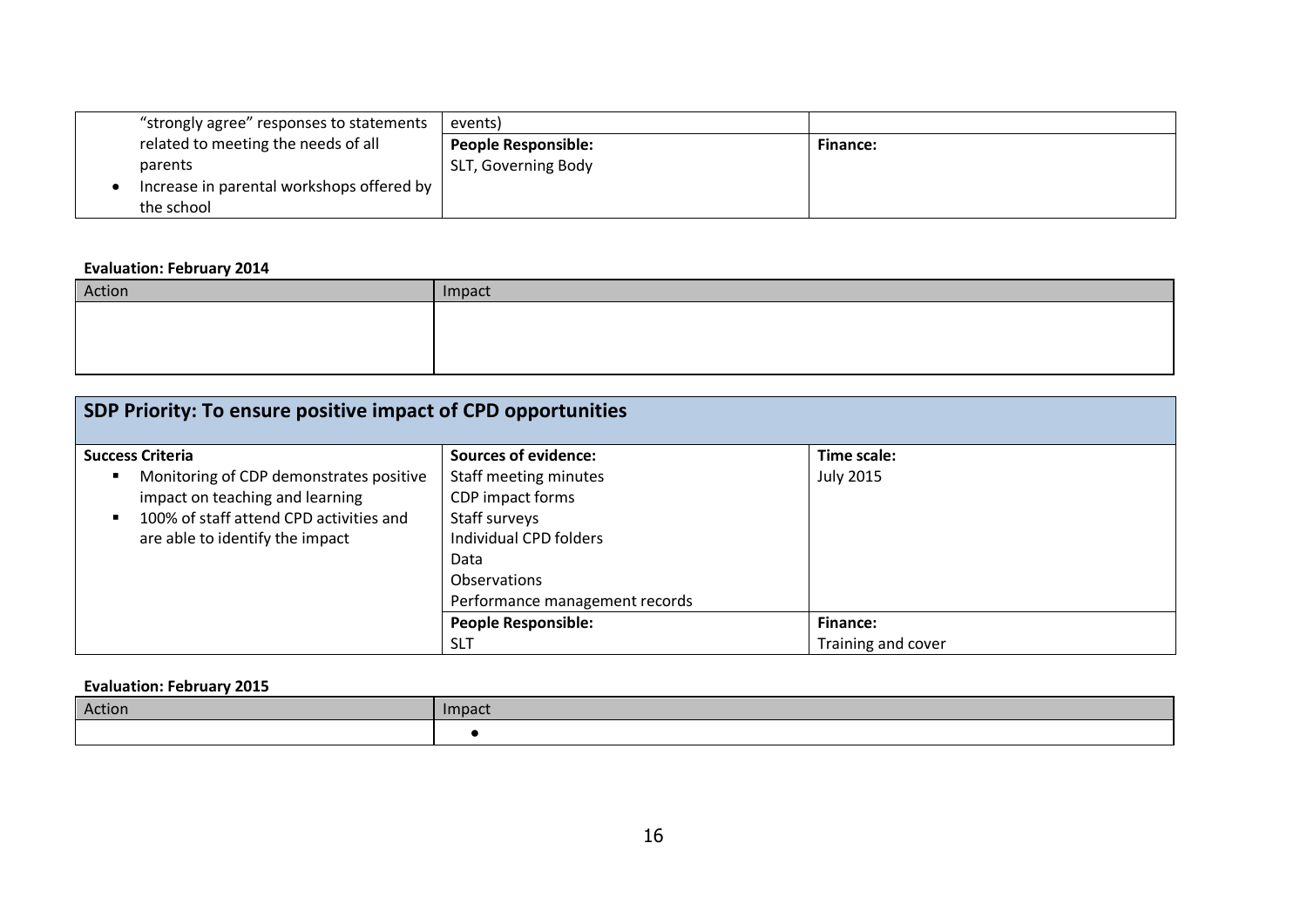| | | |
|---|---|---|
| "strongly agree" responses to statements related to meeting the needs of all parents<br>• Increase in parental workshops offered by the school | events) | |
| | **People Responsible:**<br>SLT, Governing Body | **Finance:** |

**Evaluation: February 2014**

| Action | Impact |
|---|---|
| | |

| **SDP Priority: To ensure positive impact of CPD opportunities** | | |
|---|---|---|
| **Success Criteria**<br>▪ Monitoring of CDP demonstrates positive impact on teaching and learning<br>▪ 100% of staff attend CPD activities and are able to identify the impact | **Sources of evidence:**<br>Staff meeting minutes<br>CDP impact forms<br>Staff surveys<br>Individual CPD folders<br>Data<br>Observations<br>Performance management records | **Time scale:**<br>July 2015 |
| | **People Responsible:**<br>SLT | **Finance:**<br>Training and cover |

**Evaluation: February 2015**

| Action | Impact |
|---|---|
| | • |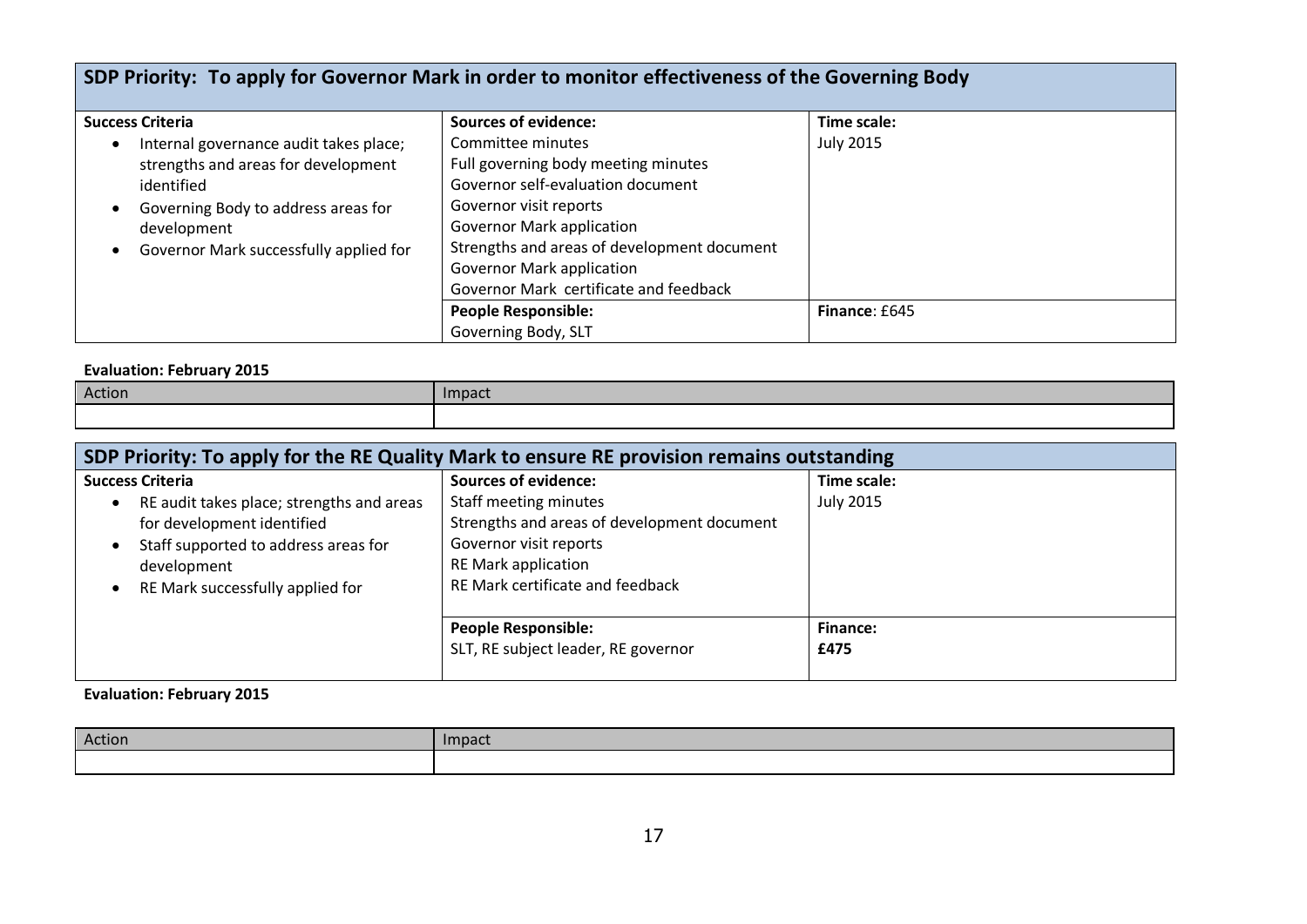## SDP Priority: To apply for Governor Mark in order to monitor effectiveness of the Governing Body

| Success Criteria | Sources of evidence: | Time scale: |
|---|---|---|
| • Internal governance audit takes place; strengths and areas for development identified<br>• Governing Body to address areas for development<br>• Governor Mark successfully applied for | Committee minutes<br>Full governing body meeting minutes<br>Governor self-evaluation document<br>Governor visit reports<br>Governor Mark application<br>Strengths and areas of development document<br>Governor Mark application<br>Governor Mark certificate and feedback | July 2015 |
| | **People Responsible:**<br>Governing Body, SLT | **Finance**: £645 |

**Evaluation: February 2015**

| Action | Impact |
|---|---|
| | |

## SDP Priority: To apply for the RE Quality Mark to ensure RE provision remains outstanding

| Success Criteria | Sources of evidence: | Time scale: |
|---|---|---|
| • RE audit takes place; strengths and areas for development identified<br>• Staff supported to address areas for development<br>• RE Mark successfully applied for | Staff meeting minutes<br>Strengths and areas of development document<br>Governor visit reports<br>RE Mark application<br>RE Mark certificate and feedback | July 2015 |
| | **People Responsible:**<br>SLT, RE subject leader, RE governor | **Finance:**<br>**£475** |

**Evaluation: February 2015**

| Action | Impact |
|---|---|
| | |